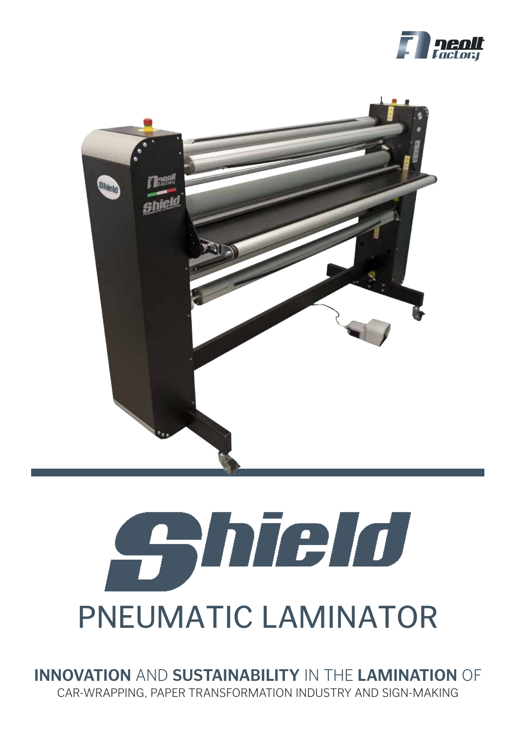neolt Factory

# Shield

## PNEUMATIC LAMINATOR

**INNOVATION** AND **SUSTAINABILITY** IN THE **LAMINATION** OF
CAR-WRAPPING, PAPER TRANSFORMATION INDUSTRY AND SIGN-MAKING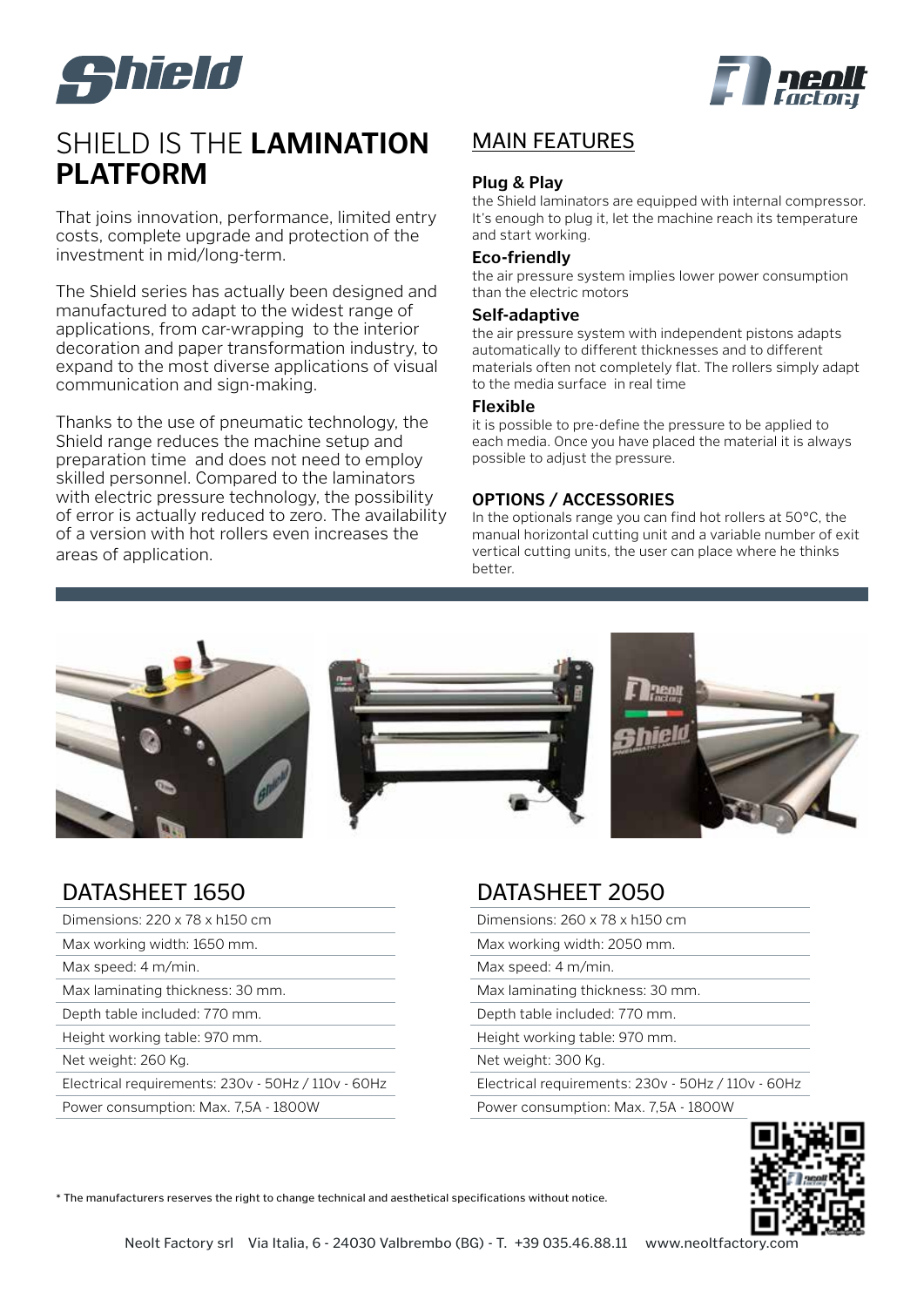# SHIELD IS THE **LAMINATION PLATFORM**

That joins innovation, performance, limited entry costs, complete upgrade and protection of the investment in mid/long-term.

The Shield series has actually been designed and manufactured to adapt to the widest range of applications, from car-wrapping to the interior decoration and paper transformation industry, to expand to the most diverse applications of visual communication and sign-making.

Thanks to the use of pneumatic technology, the Shield range reduces the machine setup and preparation time and does not need to employ skilled personnel. Compared to the laminators with electric pressure technology, the possibility of error is actually reduced to zero. The availability of a version with hot rollers even increases the areas of application.

## MAIN FEATURES

**Plug & Play**
the Shield laminators are equipped with internal compressor. It's enough to plug it, let the machine reach its temperature and start working.

**Eco-friendly**
the air pressure system implies lower power consumption than the electric motors

**Self-adaptive**
the air pressure system with independent pistons adapts automatically to different thicknesses and to different materials often not completely flat. The rollers simply adapt to the media surface in real time

**Flexible**
it is possible to pre-define the pressure to be applied to each media. Once you have placed the material it is always possible to adjust the pressure.

**OPTIONS / ACCESSORIES**
In the optionals range you can find hot rollers at 50°C, the manual horizontal cutting unit and a variable number of exit vertical cutting units, the user can place where he thinks better.

## DATASHEET 1650

| |
|---|
| Dimensions: 220 x 78 x h150 cm |
| Max working width: 1650 mm. |
| Max speed: 4 m/min. |
| Max laminating thickness: 30 mm. |
| Depth table included: 770 mm. |
| Height working table: 970 mm. |
| Net weight: 260 Kg. |
| Electrical requirements: 230v - 50Hz / 110v - 60Hz |
| Power consumption: Max. 7,5A - 1800W |

## DATASHEET 2050

| |
|---|
| Dimensions: 260 x 78 x h150 cm |
| Max working width: 2050 mm. |
| Max speed: 4 m/min. |
| Max laminating thickness: 30 mm. |
| Depth table included: 770 mm. |
| Height working table: 970 mm. |
| Net weight: 300 Kg. |
| Electrical requirements: 230v - 50Hz / 110v - 60Hz |
| Power consumption: Max. 7,5A - 1800W |

* The manufacturers reserves the right to change technical and aesthetical specifications without notice.

Neolt Factory srl Via Italia, 6 - 24030 Valbrembo (BG) - T. +39 035.46.88.11 www.neoltfactory.com